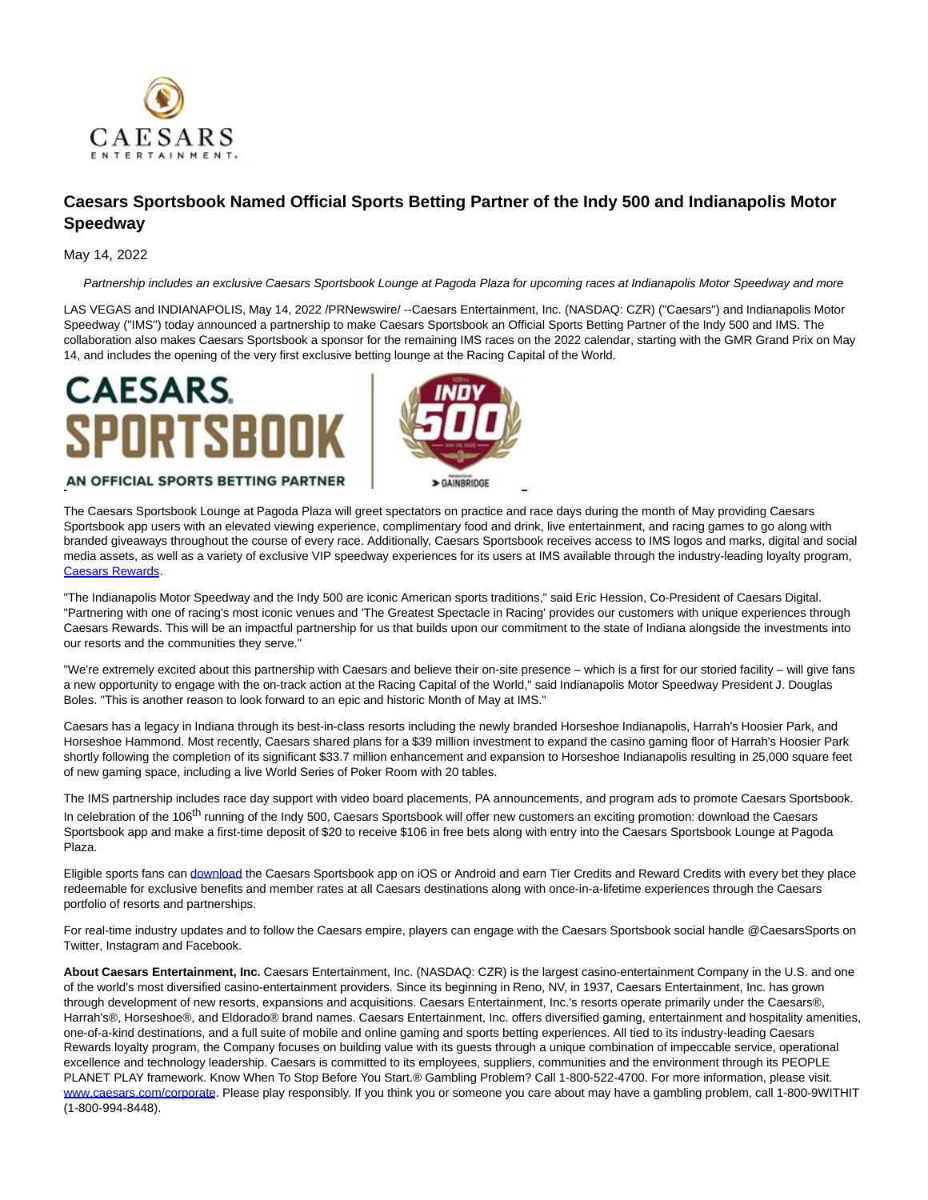# Caesars Sportsbook Named Official Sports Betting Partner of the Indy 500 and Indianapolis Motor Speedway

May 14, 2022

*Partnership includes an exclusive Caesars Sportsbook Lounge at Pagoda Plaza for upcoming races at Indianapolis Motor Speedway and more*

LAS VEGAS and INDIANAPOLIS, May 14, 2022 /PRNewswire/ --Caesars Entertainment, Inc. (NASDAQ: CZR) ("Caesars") and Indianapolis Motor Speedway ("IMS") today announced a partnership to make Caesars Sportsbook an Official Sports Betting Partner of the Indy 500 and IMS. The collaboration also makes Caesars Sportsbook a sponsor for the remaining IMS races on the 2022 calendar, starting with the GMR Grand Prix on May 14, and includes the opening of the very first exclusive betting lounge at the Racing Capital of the World.

The Caesars Sportsbook Lounge at Pagoda Plaza will greet spectators on practice and race days during the month of May providing Caesars Sportsbook app users with an elevated viewing experience, complimentary food and drink, live entertainment, and racing games to go along with branded giveaways throughout the course of every race. Additionally, Caesars Sportsbook receives access to IMS logos and marks, digital and social media assets, as well as a variety of exclusive VIP speedway experiences for its users at IMS available through the industry-leading loyalty program, Caesars Rewards.

"The Indianapolis Motor Speedway and the Indy 500 are iconic American sports traditions," said Eric Hession, Co-President of Caesars Digital. "Partnering with one of racing's most iconic venues and 'The Greatest Spectacle in Racing' provides our customers with unique experiences through Caesars Rewards. This will be an impactful partnership for us that builds upon our commitment to the state of Indiana alongside the investments into our resorts and the communities they serve."

"We're extremely excited about this partnership with Caesars and believe their on-site presence – which is a first for our storied facility – will give fans a new opportunity to engage with the on-track action at the Racing Capital of the World," said Indianapolis Motor Speedway President J. Douglas Boles. "This is another reason to look forward to an epic and historic Month of May at IMS."

Caesars has a legacy in Indiana through its best-in-class resorts including the newly branded Horseshoe Indianapolis, Harrah's Hoosier Park, and Horseshoe Hammond. Most recently, Caesars shared plans for a $39 million investment to expand the casino gaming floor of Harrah's Hoosier Park shortly following the completion of its significant $33.7 million enhancement and expansion to Horseshoe Indianapolis resulting in 25,000 square feet of new gaming space, including a live World Series of Poker Room with 20 tables.

The IMS partnership includes race day support with video board placements, PA announcements, and program ads to promote Caesars Sportsbook. In celebration of the 106th running of the Indy 500, Caesars Sportsbook will offer new customers an exciting promotion: download the Caesars Sportsbook app and make a first-time deposit of $20 to receive $106 in free bets along with entry into the Caesars Sportsbook Lounge at Pagoda Plaza.

Eligible sports fans can download the Caesars Sportsbook app on iOS or Android and earn Tier Credits and Reward Credits with every bet they place redeemable for exclusive benefits and member rates at all Caesars destinations along with once-in-a-lifetime experiences through the Caesars portfolio of resorts and partnerships.

For real-time industry updates and to follow the Caesars empire, players can engage with the Caesars Sportsbook social handle @CaesarsSports on Twitter, Instagram and Facebook.

**About Caesars Entertainment, Inc.** Caesars Entertainment, Inc. (NASDAQ: CZR) is the largest casino-entertainment Company in the U.S. and one of the world's most diversified casino-entertainment providers. Since its beginning in Reno, NV, in 1937, Caesars Entertainment, Inc. has grown through development of new resorts, expansions and acquisitions. Caesars Entertainment, Inc.'s resorts operate primarily under the Caesars®, Harrah's®, Horseshoe®, and Eldorado® brand names. Caesars Entertainment, Inc. offers diversified gaming, entertainment and hospitality amenities, one-of-a-kind destinations, and a full suite of mobile and online gaming and sports betting experiences. All tied to its industry-leading Caesars Rewards loyalty program, the Company focuses on building value with its guests through a unique combination of impeccable service, operational excellence and technology leadership. Caesars is committed to its employees, suppliers, communities and the environment through its PEOPLE PLANET PLAY framework. Know When To Stop Before You Start.® Gambling Problem? Call 1-800-522-4700. For more information, please visit. www.caesars.com/corporate. Please play responsibly. If you think you or someone you care about may have a gambling problem, call 1-800-9WITHIT (1-800-994-8448).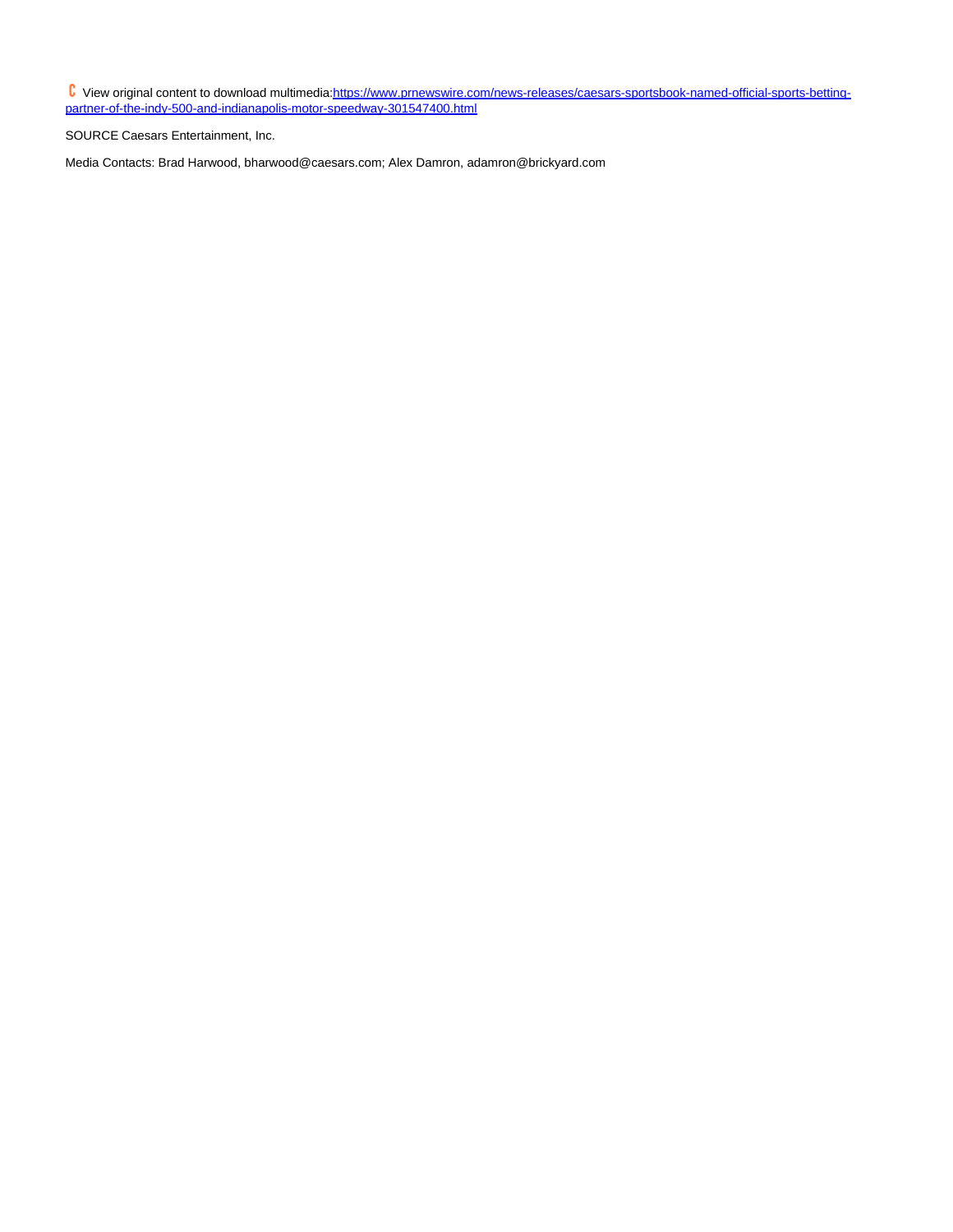View original content to download multimedia:[https://www.prnewswire.com/news-releases/caesars-sportsbook-named-official-sports-betting-partner-of-the-indy-500-and-indianapolis-motor-speedway-301547400.html](https://www.prnewswire.com/news-releases/caesars-sportsbook-named-official-sports-betting-partner-of-the-indy-500-and-indianapolis-motor-speedway-301547400.html)

SOURCE Caesars Entertainment, Inc.

Media Contacts: Brad Harwood, bharwood@caesars.com; Alex Damron, adamron@brickyard.com